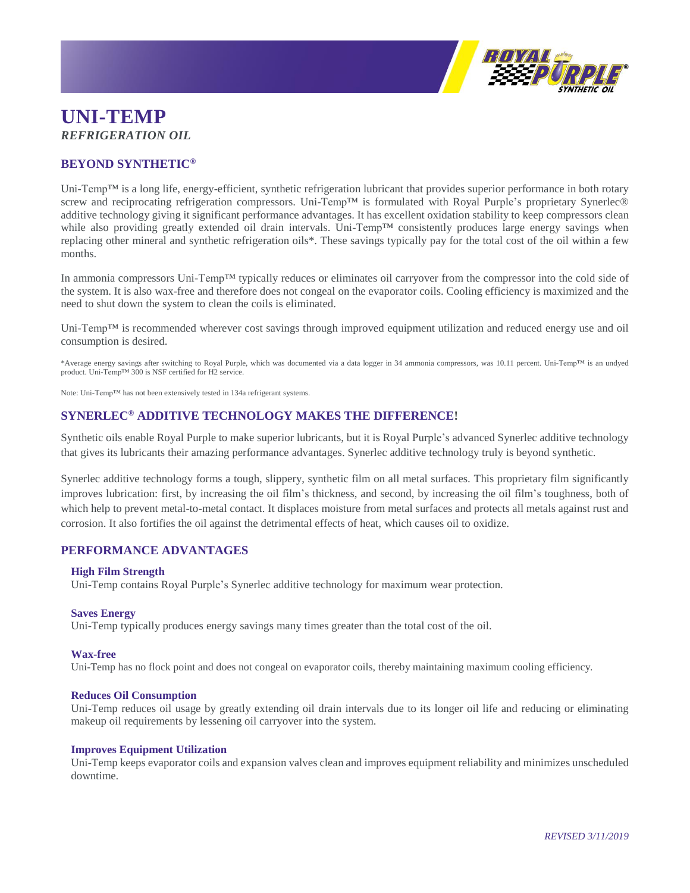# UNI-TEMP

*REFRIGERATION OIL*

## BEYOND SYNTHETIC®

Uni-Temp™ is a long life, energy-efficient, synthetic refrigeration lubricant that provides superior performance in both rotary screw and reciprocating refrigeration compressors. Uni-Temp™ is formulated with Royal Purple's proprietary Synerlec® additive technology giving it significant performance advantages. It has excellent oxidation stability to keep compressors clean while also providing greatly extended oil drain intervals. Uni-Temp™ consistently produces large energy savings when replacing other mineral and synthetic refrigeration oils*. These savings typically pay for the total cost of the oil within a few months.

In ammonia compressors Uni-Temp™ typically reduces or eliminates oil carryover from the compressor into the cold side of the system. It is also wax-free and therefore does not congeal on the evaporator coils. Cooling efficiency is maximized and the need to shut down the system to clean the coils is eliminated.

Uni-Temp™ is recommended wherever cost savings through improved equipment utilization and reduced energy use and oil consumption is desired.

*Average energy savings after switching to Royal Purple, which was documented via a data logger in 34 ammonia compressors, was 10.11 percent. Uni-Temp™ is an undyed product. Uni-Temp™ 300 is NSF certified for H2 service.

Note: Uni-Temp™ has not been extensively tested in 134a refrigerant systems.

## SYNERLEC® ADDITIVE TECHNOLOGY MAKES THE DIFFERENCE!

Synthetic oils enable Royal Purple to make superior lubricants, but it is Royal Purple's advanced Synerlec additive technology that gives its lubricants their amazing performance advantages. Synerlec additive technology truly is beyond synthetic.

Synerlec additive technology forms a tough, slippery, synthetic film on all metal surfaces. This proprietary film significantly improves lubrication: first, by increasing the oil film's thickness, and second, by increasing the oil film's toughness, both of which help to prevent metal-to-metal contact. It displaces moisture from metal surfaces and protects all metals against rust and corrosion. It also fortifies the oil against the detrimental effects of heat, which causes oil to oxidize.

## PERFORMANCE ADVANTAGES

### High Film Strength

Uni-Temp contains Royal Purple's Synerlec additive technology for maximum wear protection.

### Saves Energy

Uni-Temp typically produces energy savings many times greater than the total cost of the oil.

### Wax-free

Uni-Temp has no flock point and does not congeal on evaporator coils, thereby maintaining maximum cooling efficiency.

### Reduces Oil Consumption

Uni-Temp reduces oil usage by greatly extending oil drain intervals due to its longer oil life and reducing or eliminating makeup oil requirements by lessening oil carryover into the system.

### Improves Equipment Utilization

Uni-Temp keeps evaporator coils and expansion valves clean and improves equipment reliability and minimizes unscheduled downtime.

*REVISED 3/11/2019*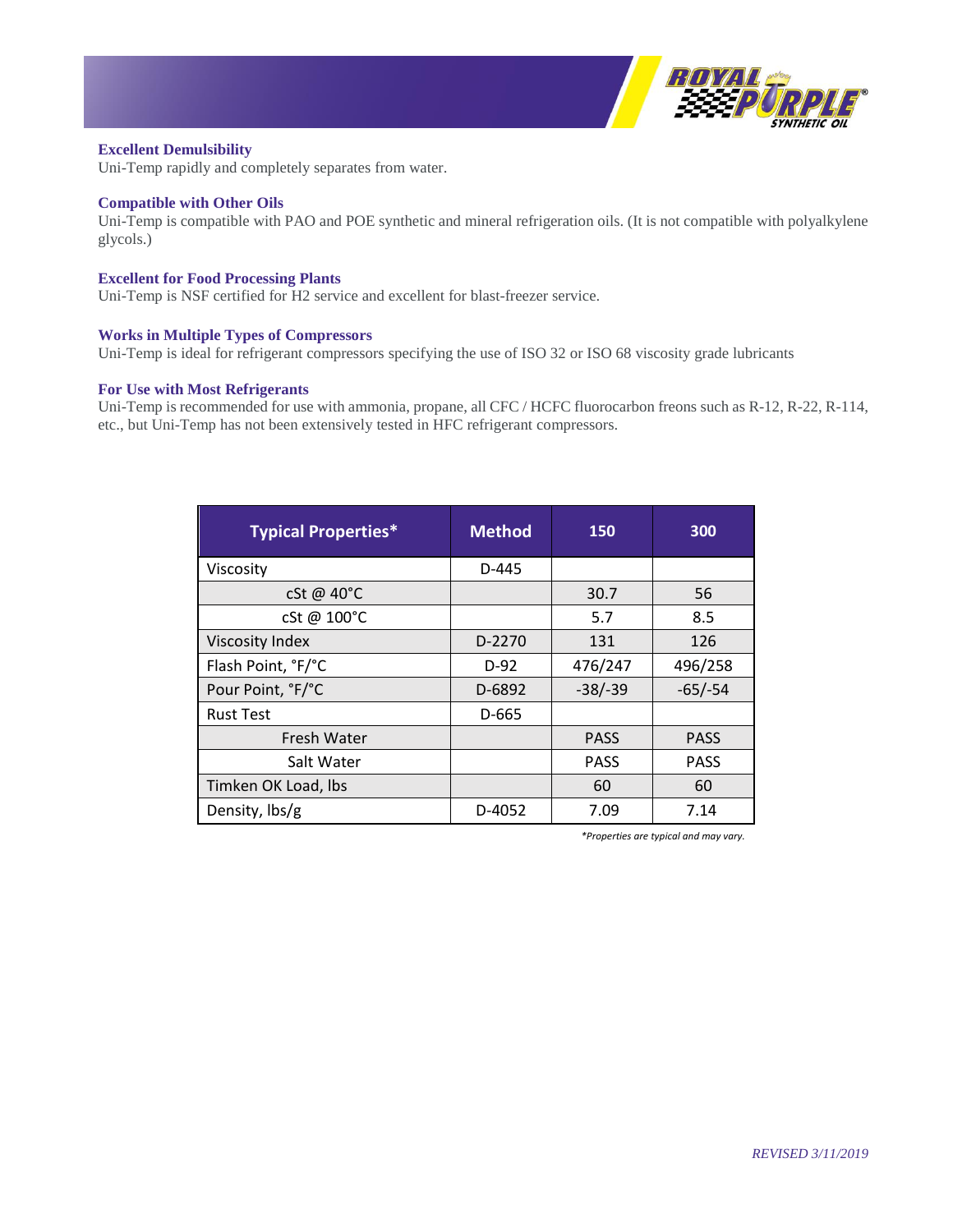### Excellent Demulsibility

Uni-Temp rapidly and completely separates from water.

### Compatible with Other Oils

Uni-Temp is compatible with PAO and POE synthetic and mineral refrigeration oils. (It is not compatible with polyalkylene glycols.)

### Excellent for Food Processing Plants

Uni-Temp is NSF certified for H2 service and excellent for blast-freezer service.

### Works in Multiple Types of Compressors

Uni-Temp is ideal for refrigerant compressors specifying the use of ISO 32 or ISO 68 viscosity grade lubricants

### For Use with Most Refrigerants

Uni-Temp is recommended for use with ammonia, propane, all CFC / HCFC fluorocarbon freons such as R-12, R-22, R-114, etc., but Uni-Temp has not been extensively tested in HFC refrigerant compressors.

| Typical Properties* | Method | 150 | 300 |
|---|---|---|---|
| Viscosity | D-445 | | |
| cSt @ 40°C | | 30.7 | 56 |
| cSt @ 100°C | | 5.7 | 8.5 |
| Viscosity Index | D-2270 | 131 | 126 |
| Flash Point, °F/°C | D-92 | 476/247 | 496/258 |
| Pour Point, °F/°C | D-6892 | -38/-39 | -65/-54 |
| Rust Test | D-665 | | |
| Fresh Water | | PASS | PASS |
| Salt Water | | PASS | PASS |
| Timken OK Load, lbs | | 60 | 60 |
| Density, lbs/g | D-4052 | 7.09 | 7.14 |

*\*Properties are typical and may vary.*

*REVISED 3/11/2019*